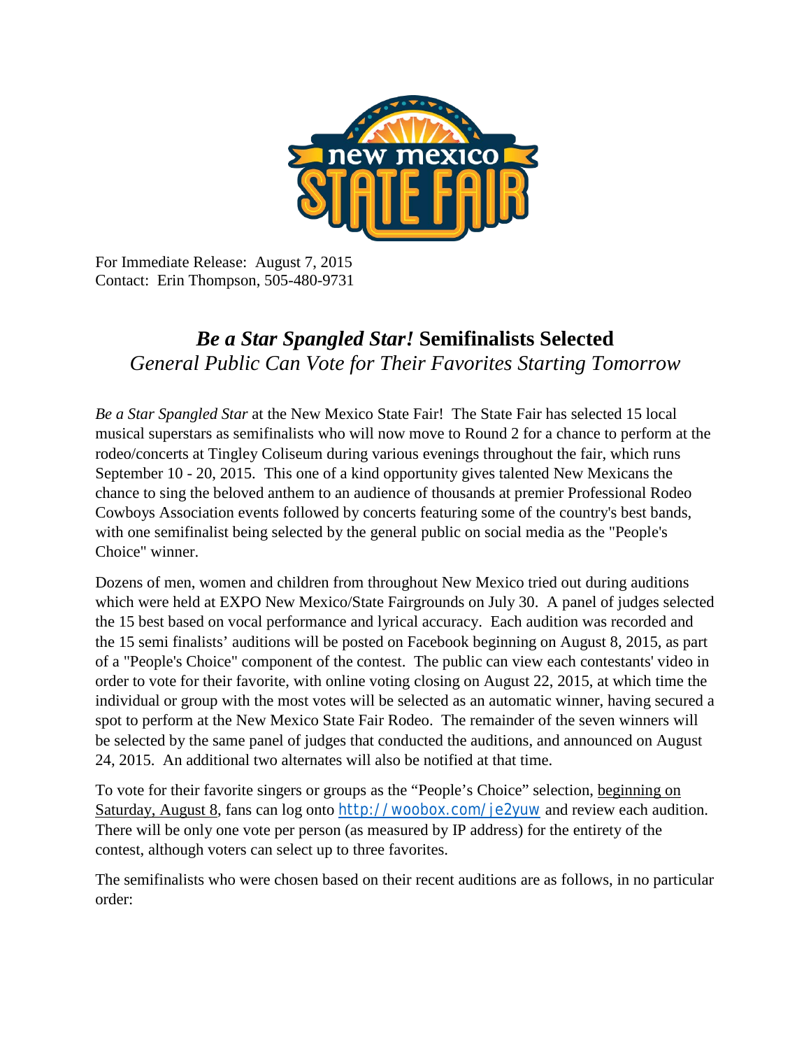For Immediate Release: August 7, 2015
Contact: Erin Thompson, 505-480-9731

# ***Be a Star Spangled Star!*** **Semifinalists Selected**

## *General Public Can Vote for Their Favorites Starting Tomorrow*

*Be a Star Spangled Star* at the New Mexico State Fair! The State Fair has selected 15 local musical superstars as semifinalists who will now move to Round 2 for a chance to perform at the rodeo/concerts at Tingley Coliseum during various evenings throughout the fair, which runs September 10 - 20, 2015. This one of a kind opportunity gives talented New Mexicans the chance to sing the beloved anthem to an audience of thousands at premier Professional Rodeo Cowboys Association events followed by concerts featuring some of the country's best bands, with one semifinalist being selected by the general public on social media as the "People's Choice" winner.

Dozens of men, women and children from throughout New Mexico tried out during auditions which were held at EXPO New Mexico/State Fairgrounds on July 30. A panel of judges selected the 15 best based on vocal performance and lyrical accuracy. Each audition was recorded and the 15 semi finalists' auditions will be posted on Facebook beginning on August 8, 2015, as part of a "People's Choice" component of the contest. The public can view each contestants' video in order to vote for their favorite, with online voting closing on August 22, 2015, at which time the individual or group with the most votes will be selected as an automatic winner, having secured a spot to perform at the New Mexico State Fair Rodeo. The remainder of the seven winners will be selected by the same panel of judges that conducted the auditions, and announced on August 24, 2015. An additional two alternates will also be notified at that time.

To vote for their favorite singers or groups as the "People's Choice" selection, beginning on Saturday, August 8, fans can log onto http://woobox.com/je2yuw and review each audition. There will be only one vote per person (as measured by IP address) for the entirety of the contest, although voters can select up to three favorites.

The semifinalists who were chosen based on their recent auditions are as follows, in no particular order: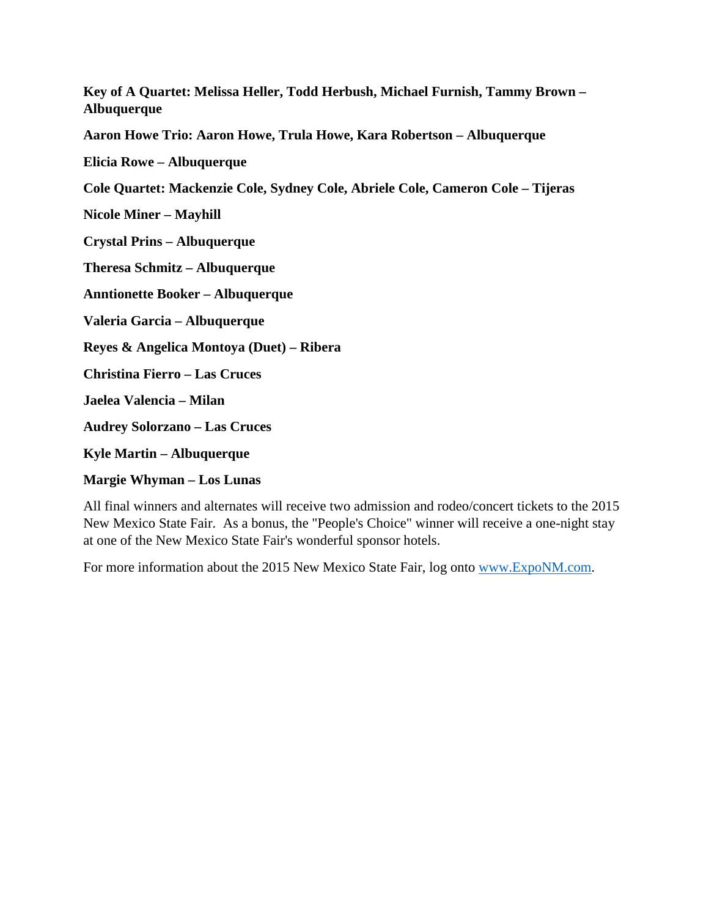**Key of A Quartet: Melissa Heller, Todd Herbush, Michael Furnish, Tammy Brown – Albuquerque**

**Aaron Howe Trio: Aaron Howe, Trula Howe, Kara Robertson – Albuquerque**

**Elicia Rowe – Albuquerque**

**Cole Quartet: Mackenzie Cole, Sydney Cole, Abriele Cole, Cameron Cole – Tijeras**

**Nicole Miner – Mayhill**

**Crystal Prins – Albuquerque**

**Theresa Schmitz – Albuquerque**

**Anntionette Booker – Albuquerque**

**Valeria Garcia – Albuquerque**

**Reyes & Angelica Montoya (Duet) – Ribera**

**Christina Fierro – Las Cruces**

**Jaelea Valencia – Milan**

**Audrey Solorzano – Las Cruces**

**Kyle Martin – Albuquerque**

**Margie Whyman – Los Lunas**

All final winners and alternates will receive two admission and rodeo/concert tickets to the 2015 New Mexico State Fair. As a bonus, the "People's Choice" winner will receive a one-night stay at one of the New Mexico State Fair's wonderful sponsor hotels.

For more information about the 2015 New Mexico State Fair, log onto www.ExpoNM.com.